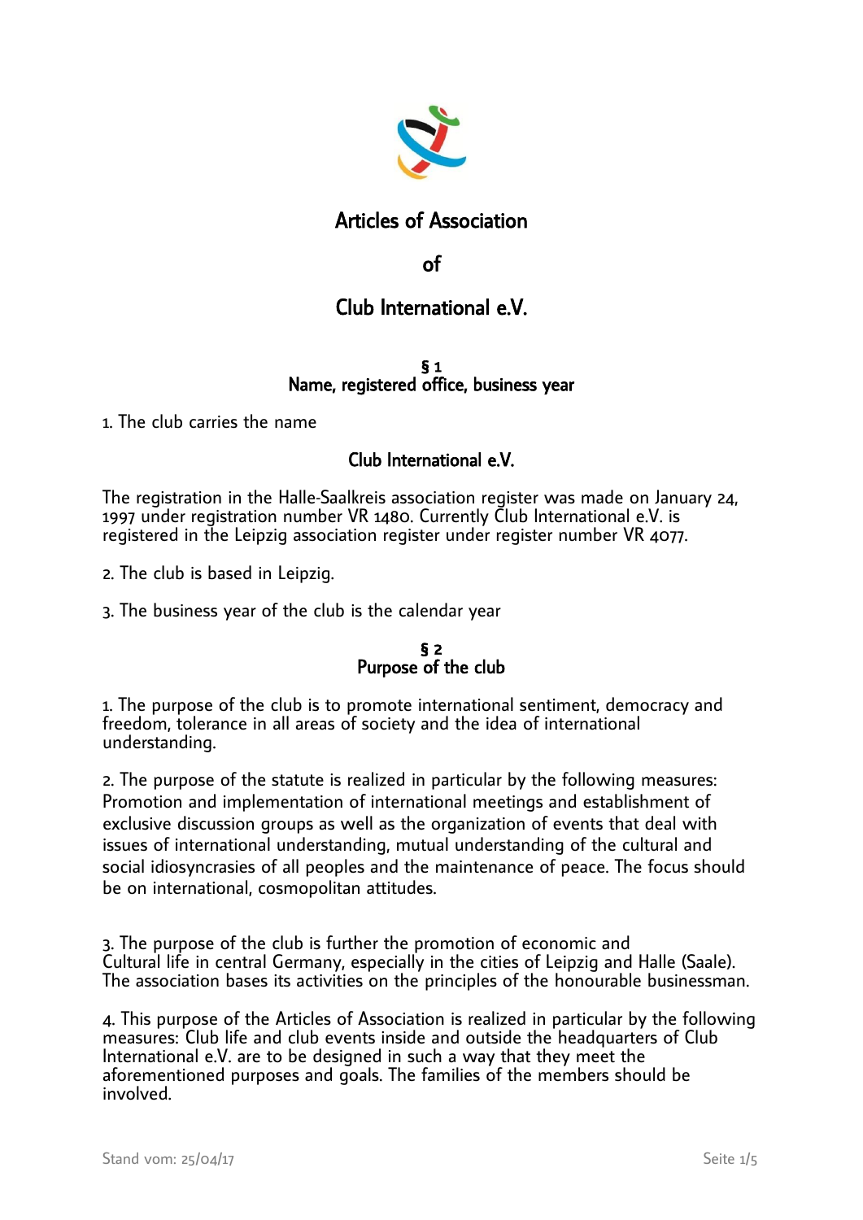# Articles of Association

# of

# Club International e.V.

## § 1
## Name, registered office, business year

1. The club carries the name

**Club International e.V.**

The registration in the Halle-Saalkreis association register was made on January 24, 1997 under registration number VR 1480. Currently Club International e.V. is registered in the Leipzig association register under register number VR 4077.

2. The club is based in Leipzig.

3. The business year of the club is the calendar year

## § 2
## Purpose of the club

1. The purpose of the club is to promote international sentiment, democracy and freedom, tolerance in all areas of society and the idea of international understanding.

2. The purpose of the statute is realized in particular by the following measures: Promotion and implementation of international meetings and establishment of exclusive discussion groups as well as the organization of events that deal with issues of international understanding, mutual understanding of the cultural and social idiosyncrasies of all peoples and the maintenance of peace. The focus should be on international, cosmopolitan attitudes.

3. The purpose of the club is further the promotion of economic and Cultural life in central Germany, especially in the cities of Leipzig and Halle (Saale). The association bases its activities on the principles of the honourable businessman.

4. This purpose of the Articles of Association is realized in particular by the following measures: Club life and club events inside and outside the headquarters of Club International e.V. are to be designed in such a way that they meet the aforementioned purposes and goals. The families of the members should be involved.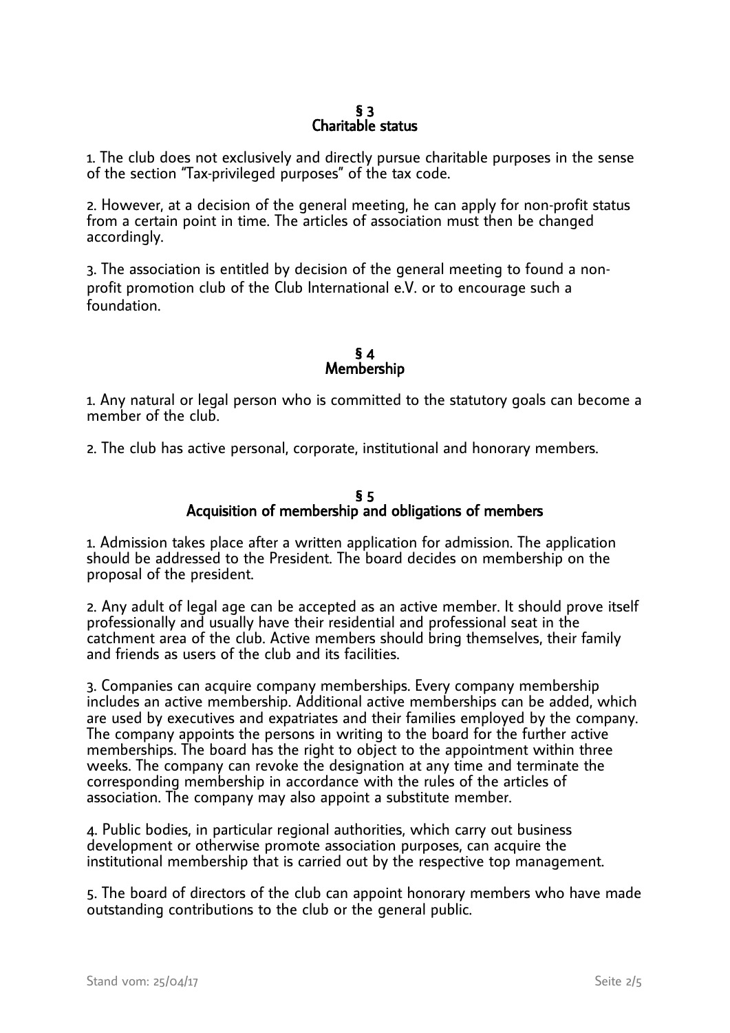## § 3
## Charitable status

1. The club does not exclusively and directly pursue charitable purposes in the sense of the section "Tax-privileged purposes" of the tax code.

2. However, at a decision of the general meeting, he can apply for non-profit status from a certain point in time. The articles of association must then be changed accordingly.

3. The association is entitled by decision of the general meeting to found a non-profit promotion club of the Club International e.V. or to encourage such a foundation.

## § 4
## Membership

1. Any natural or legal person who is committed to the statutory goals can become a member of the club.

2. The club has active personal, corporate, institutional and honorary members.

## § 5
## Acquisition of membership and obligations of members

1. Admission takes place after a written application for admission. The application should be addressed to the President. The board decides on membership on the proposal of the president.

2. Any adult of legal age can be accepted as an active member. It should prove itself professionally and usually have their residential and professional seat in the catchment area of the club. Active members should bring themselves, their family and friends as users of the club and its facilities.

3. Companies can acquire company memberships. Every company membership includes an active membership. Additional active memberships can be added, which are used by executives and expatriates and their families employed by the company. The company appoints the persons in writing to the board for the further active memberships. The board has the right to object to the appointment within three weeks. The company can revoke the designation at any time and terminate the corresponding membership in accordance with the rules of the articles of association. The company may also appoint a substitute member.

4. Public bodies, in particular regional authorities, which carry out business development or otherwise promote association purposes, can acquire the institutional membership that is carried out by the respective top management.

5. The board of directors of the club can appoint honorary members who have made outstanding contributions to the club or the general public.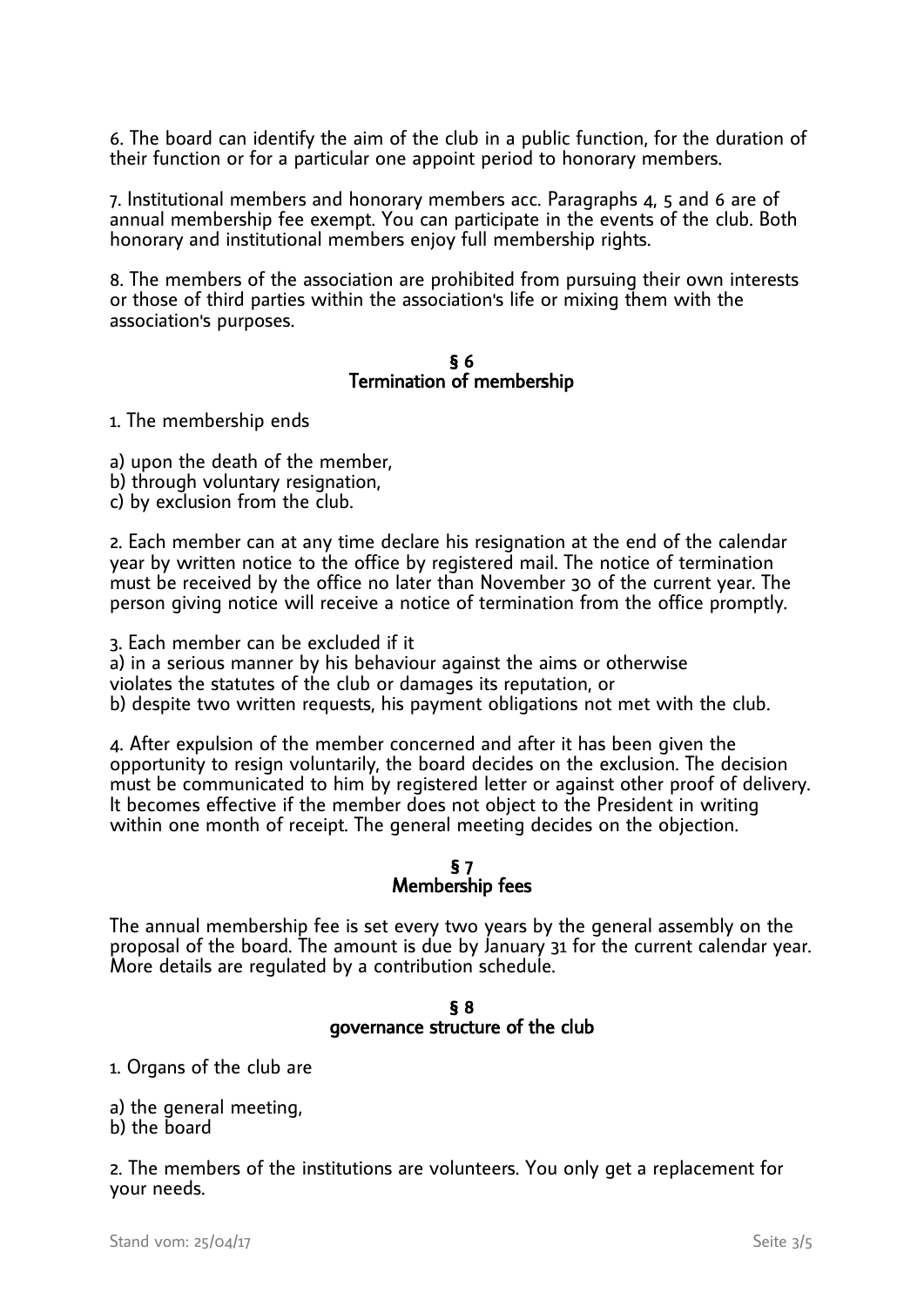6. The board can identify the aim of the club in a public function, for the duration of their function or for a particular one appoint period to honorary members.

7. Institutional members and honorary members acc. Paragraphs 4, 5 and 6 are of annual membership fee exempt. You can participate in the events of the club. Both honorary and institutional members enjoy full membership rights.

8. The members of the association are prohibited from pursuing their own interests or those of third parties within the association's life or mixing them with the association's purposes.

## § 6
## Termination of membership

1. The membership ends

a) upon the death of the member,
b) through voluntary resignation,
c) by exclusion from the club.

2. Each member can at any time declare his resignation at the end of the calendar year by written notice to the office by registered mail. The notice of termination must be received by the office no later than November 30 of the current year. The person giving notice will receive a notice of termination from the office promptly.

3. Each member can be excluded if it
a) in a serious manner by his behaviour against the aims or otherwise violates the statutes of the club or damages its reputation, or
b) despite two written requests, his payment obligations not met with the club.

4. After expulsion of the member concerned and after it has been given the opportunity to resign voluntarily, the board decides on the exclusion. The decision must be communicated to him by registered letter or against other proof of delivery. It becomes effective if the member does not object to the President in writing within one month of receipt. The general meeting decides on the objection.

## § 7
## Membership fees

The annual membership fee is set every two years by the general assembly on the proposal of the board. The amount is due by January 31 for the current calendar year. More details are regulated by a contribution schedule.

## § 8
## governance structure of the club

1. Organs of the club are

a) the general meeting,
b) the board

2. The members of the institutions are volunteers. You only get a replacement for your needs.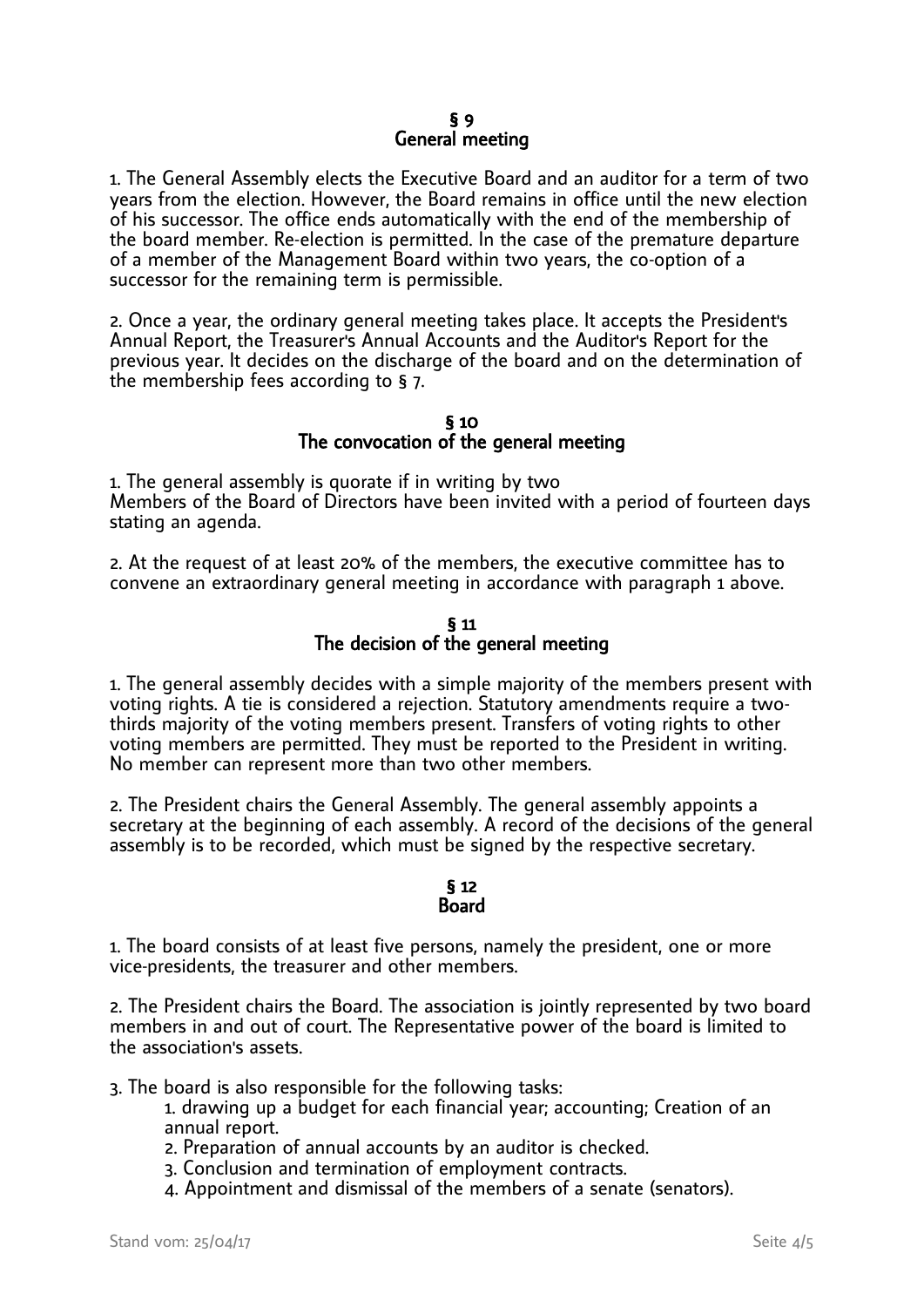## § 9
## General meeting

1. The General Assembly elects the Executive Board and an auditor for a term of two years from the election. However, the Board remains in office until the new election of his successor. The office ends automatically with the end of the membership of the board member. Re-election is permitted. In the case of the premature departure of a member of the Management Board within two years, the co-option of a successor for the remaining term is permissible.

2. Once a year, the ordinary general meeting takes place. It accepts the President's Annual Report, the Treasurer's Annual Accounts and the Auditor's Report for the previous year. It decides on the discharge of the board and on the determination of the membership fees according to § 7.

## § 10
## The convocation of the general meeting

1. The general assembly is quorate if in writing by two
Members of the Board of Directors have been invited with a period of fourteen days stating an agenda.

2. At the request of at least 20% of the members, the executive committee has to convene an extraordinary general meeting in accordance with paragraph 1 above.

## § 11
## The decision of the general meeting

1. The general assembly decides with a simple majority of the members present with voting rights. A tie is considered a rejection. Statutory amendments require a two-thirds majority of the voting members present. Transfers of voting rights to other voting members are permitted. They must be reported to the President in writing. No member can represent more than two other members.

2. The President chairs the General Assembly. The general assembly appoints a secretary at the beginning of each assembly. A record of the decisions of the general assembly is to be recorded, which must be signed by the respective secretary.

## § 12
## Board

1. The board consists of at least five persons, namely the president, one or more vice-presidents, the treasurer and other members.

2. The President chairs the Board. The association is jointly represented by two board members in and out of court. The Representative power of the board is limited to the association's assets.

3. The board is also responsible for the following tasks:
    1. drawing up a budget for each financial year; accounting; Creation of an annual report.
    2. Preparation of annual accounts by an auditor is checked.
    3. Conclusion and termination of employment contracts.
    4. Appointment and dismissal of the members of a senate (senators).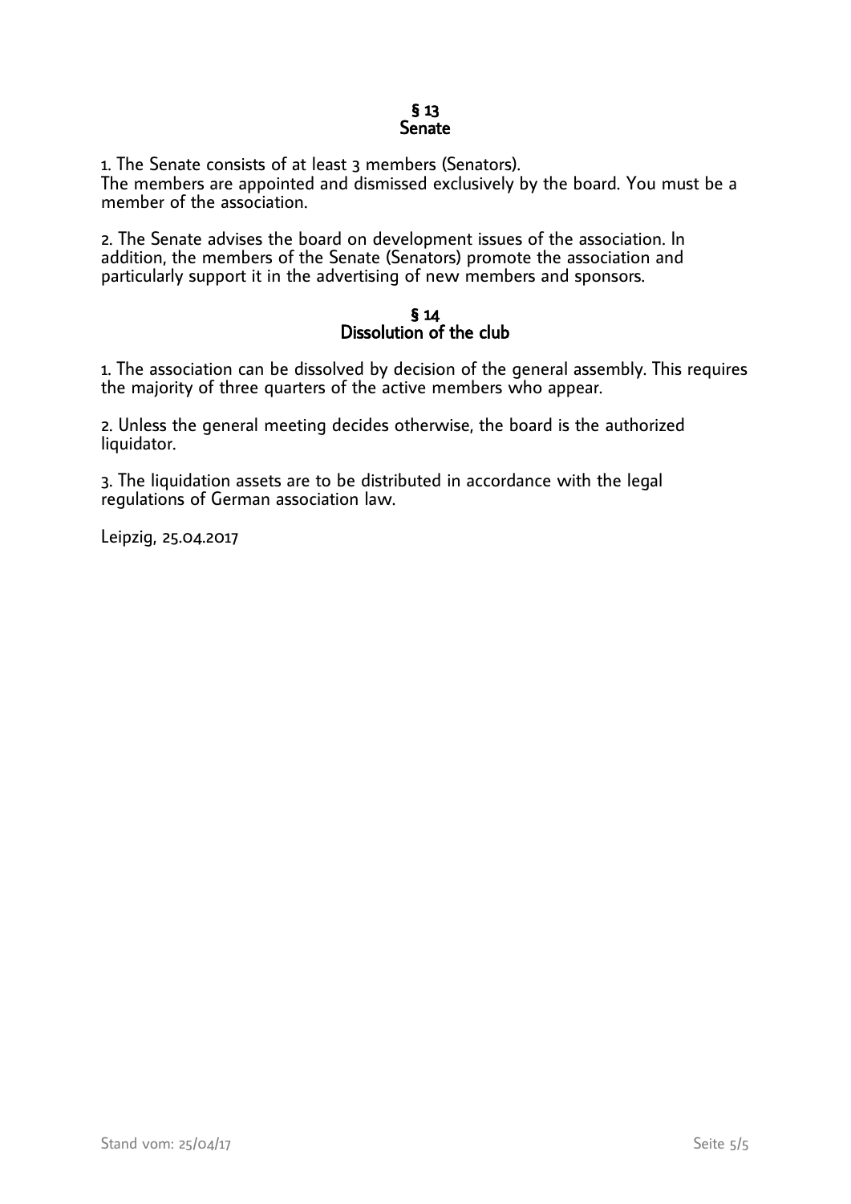## § 13
## Senate

1. The Senate consists of at least 3 members (Senators).
The members are appointed and dismissed exclusively by the board. You must be a member of the association.

2. The Senate advises the board on development issues of the association. In addition, the members of the Senate (Senators) promote the association and particularly support it in the advertising of new members and sponsors.

## § 14
## Dissolution of the club

1. The association can be dissolved by decision of the general assembly. This requires the majority of three quarters of the active members who appear.

2. Unless the general meeting decides otherwise, the board is the authorized liquidator.

3. The liquidation assets are to be distributed in accordance with the legal regulations of German association law.

Leipzig, 25.04.2017